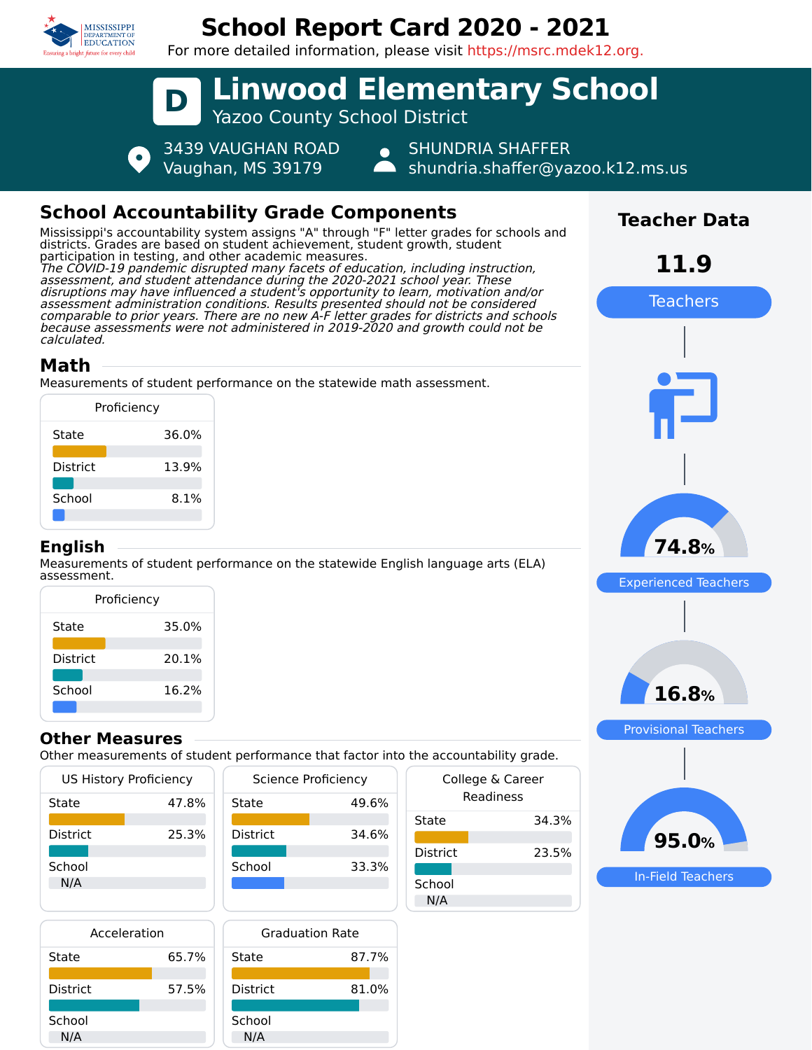# School Report Card 2020 - 2021

For more detailed information, please visit https://msrc.mdek12.org.

## D Linwood Elementary School

Yazoo County School District

3439 VAUGHAN ROAD
Vaughan, MS 39179

SHUNDRIA SHAFFER
shundria.shaffer@yazoo.k12.ms.us

## School Accountability Grade Components

Mississippi's accountability system assigns "A" through "F" letter grades for schools and districts. Grades are based on student achievement, student growth, student participation in testing, and other academic measures.

*The COVID-19 pandemic disrupted many facets of education, including instruction, assessment, and student attendance during the 2020-2021 school year. These disruptions may have influenced a student's opportunity to learn, motivation and/or assessment administration conditions. Results presented should not be considered comparable to prior years. There are no new A-F letter grades for districts and schools because assessments were not administered in 2019-2020 and growth could not be calculated.*

### Math

Measurements of student performance on the statewide math assessment.

| Proficiency | |
|---|---|
| State | 36.0% |
| District | 13.9% |
| School | 8.1% |

### English

Measurements of student performance on the statewide English language arts (ELA) assessment.

| Proficiency | |
|---|---|
| State | 35.0% |
| District | 20.1% |
| School | 16.2% |

### Other Measures

Other measurements of student performance that factor into the accountability grade.

| US History Proficiency | |
|---|---|
| State | 47.8% |
| District | 25.3% |
| School | N/A |

| Science Proficiency | |
|---|---|
| State | 49.6% |
| District | 34.6% |
| School | 33.3% |

| College & Career Readiness | |
|---|---|
| State | 34.3% |
| District | 23.5% |
| School | N/A |

| Acceleration | |
|---|---|
| State | 65.7% |
| District | 57.5% |
| School | N/A |

| Graduation Rate | |
|---|---|
| State | 87.7% |
| District | 81.0% |
| School | N/A |

## Teacher Data

**11.9** Teachers

**74.8%** Experienced Teachers

**16.8%** Provisional Teachers

**95.0%** In-Field Teachers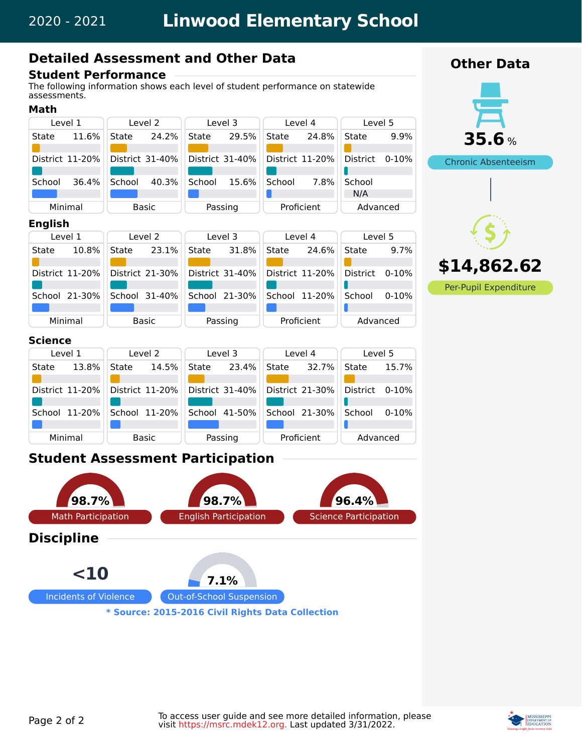2020 - 2021

# Linwood Elementary School

## Detailed Assessment and Other Data

### Student Performance

The following information shows each level of student performance on statewide assessments.

#### Math

| | Level 1 | Level 2 | Level 3 | Level 4 | Level 5 |
|---|---|---|---|---|---|
| State | 11.6% | 24.2% | 29.5% | 24.8% | 9.9% |
| District | 11-20% | 31-40% | 31-40% | 11-20% | 0-10% |
| School | 36.4% | 40.3% | 15.6% | 7.8% | N/A |
| | Minimal | Basic | Passing | Proficient | Advanced |

#### English

| | Level 1 | Level 2 | Level 3 | Level 4 | Level 5 |
|---|---|---|---|---|---|
| State | 10.8% | 23.1% | 31.8% | 24.6% | 9.7% |
| District | 11-20% | 21-30% | 31-40% | 11-20% | 0-10% |
| School | 21-30% | 31-40% | 21-30% | 11-20% | 0-10% |
| | Minimal | Basic | Passing | Proficient | Advanced |

#### Science

| | Level 1 | Level 2 | Level 3 | Level 4 | Level 5 |
|---|---|---|---|---|---|
| State | 13.8% | 14.5% | 23.4% | 32.7% | 15.7% |
| District | 11-20% | 11-20% | 31-40% | 21-30% | 0-10% |
| School | 11-20% | 11-20% | 41-50% | 21-30% | 0-10% |
| | Minimal | Basic | Passing | Proficient | Advanced |

## Student Assessment Participation

98.7%
Math Participation

98.7%
English Participation

96.4%
Science Participation

## Discipline

<10
Incidents of Violence

7.1%
Out-of-School Suspension

* Source: 2015-2016 Civil Rights Data Collection

## Other Data

35.6 %
Chronic Absenteeism

$14,862.62
Per-Pupil Expenditure

To access user guide and see more detailed information, please visit https://msrc.mdek12.org. Last updated 3/31/2022.